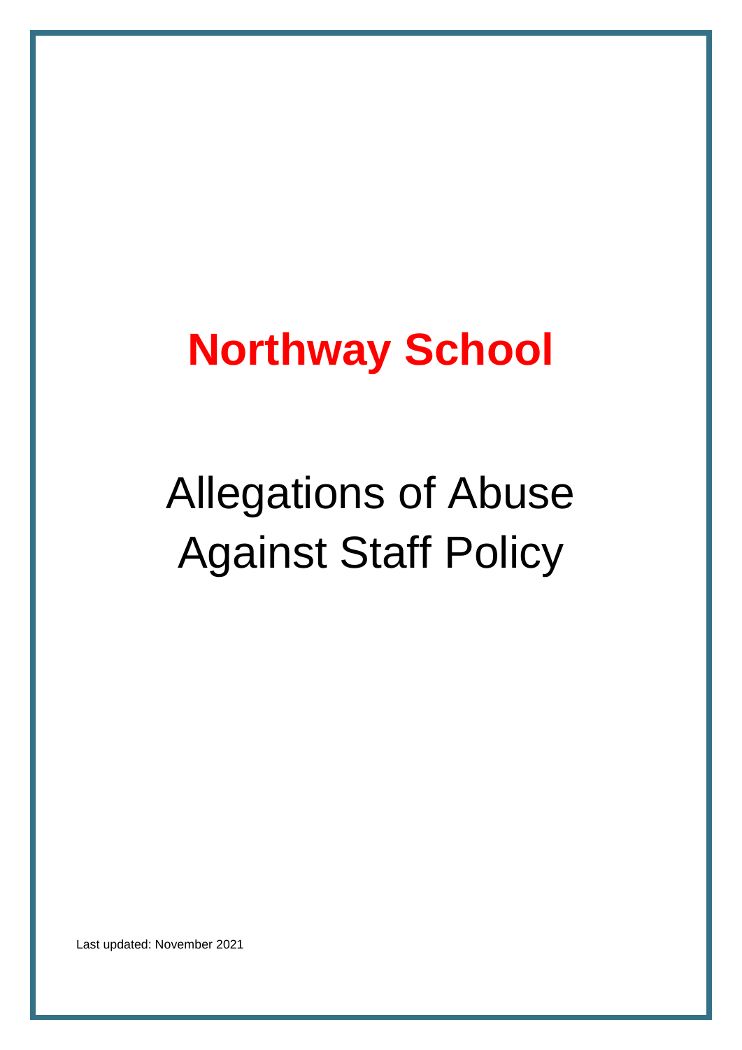# Northway School

## Allegations of Abuse Against Staff Policy

Last updated: November 2021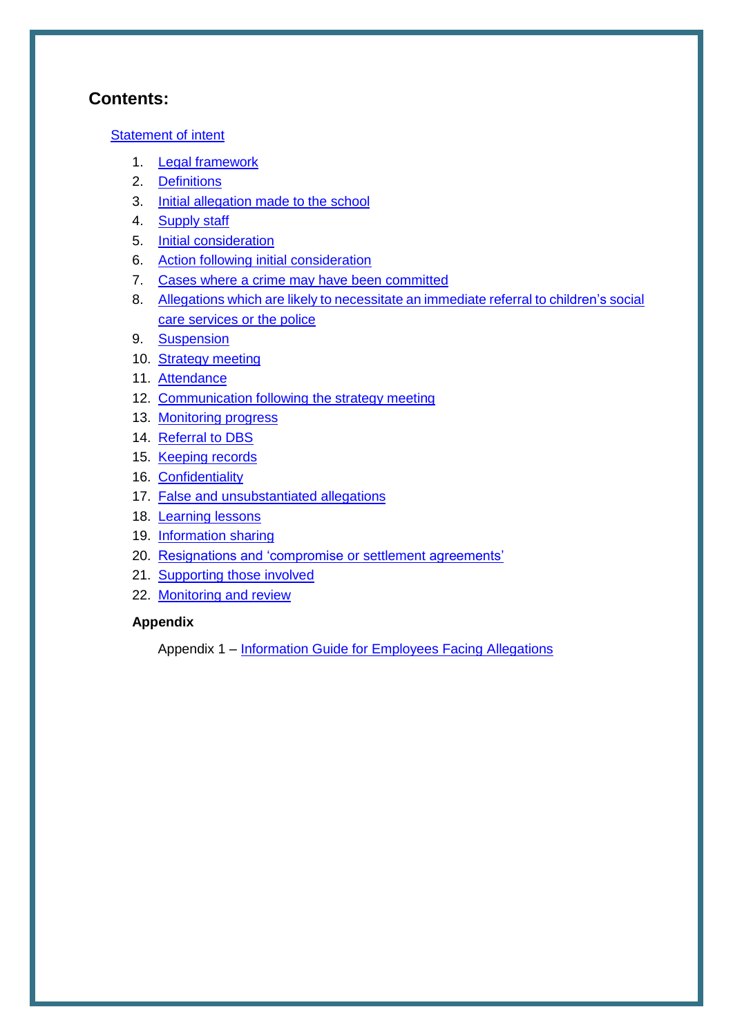## Contents:

Statement of intent

1. Legal framework
2. Definitions
3. Initial allegation made to the school
4. Supply staff
5. Initial consideration
6. Action following initial consideration
7. Cases where a crime may have been committed
8. Allegations which are likely to necessitate an immediate referral to children's social care services or the police
9. Suspension
10. Strategy meeting
11. Attendance
12. Communication following the strategy meeting
13. Monitoring progress
14. Referral to DBS
15. Keeping records
16. Confidentiality
17. False and unsubstantiated allegations
18. Learning lessons
19. Information sharing
20. Resignations and 'compromise or settlement agreements'
21. Supporting those involved
22. Monitoring and review

**Appendix**

Appendix 1 – Information Guide for Employees Facing Allegations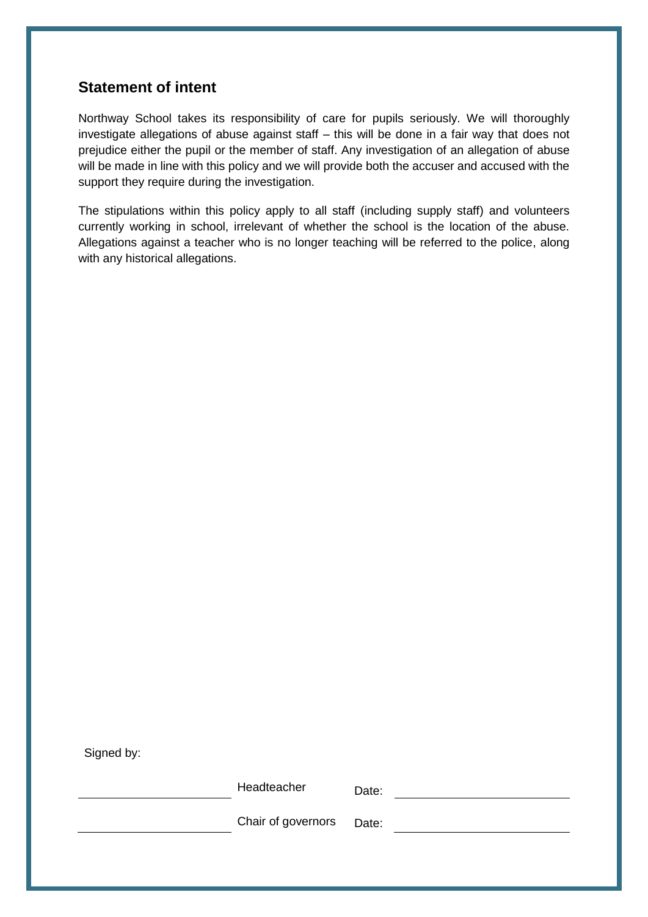## Statement of intent

Northway School takes its responsibility of care for pupils seriously. We will thoroughly investigate allegations of abuse against staff – this will be done in a fair way that does not prejudice either the pupil or the member of staff. Any investigation of an allegation of abuse will be made in line with this policy and we will provide both the accuser and accused with the support they require during the investigation.

The stipulations within this policy apply to all staff (including supply staff) and volunteers currently working in school, irrelevant of whether the school is the location of the abuse. Allegations against a teacher who is no longer teaching will be referred to the police, along with any historical allegations.

Signed by:

| | | | |
|---|---|---|---|
| ______________________ | Headteacher | Date: | ______________________ |
| ______________________ | Chair of governors | Date: | ______________________ |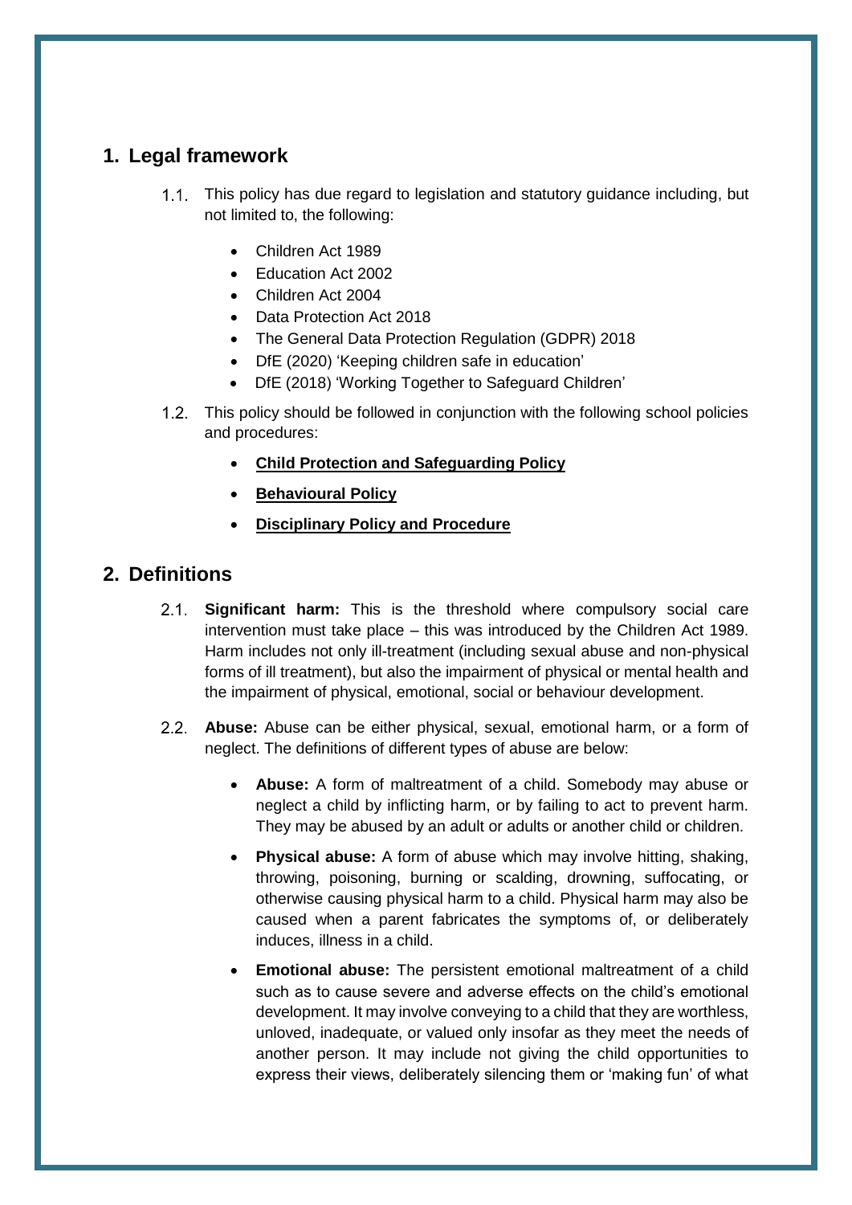## 1. Legal framework

1.1. This policy has due regard to legislation and statutory guidance including, but not limited to, the following:

- Children Act 1989
- Education Act 2002
- Children Act 2004
- Data Protection Act 2018
- The General Data Protection Regulation (GDPR) 2018
- DfE (2020) 'Keeping children safe in education'
- DfE (2018) 'Working Together to Safeguard Children'

1.2. This policy should be followed in conjunction with the following school policies and procedures:

- **Child Protection and Safeguarding Policy**
- **Behavioural Policy**
- **Disciplinary Policy and Procedure**

## 2. Definitions

2.1. **Significant harm:** This is the threshold where compulsory social care intervention must take place – this was introduced by the Children Act 1989. Harm includes not only ill-treatment (including sexual abuse and non-physical forms of ill treatment), but also the impairment of physical or mental health and the impairment of physical, emotional, social or behaviour development.

2.2. **Abuse:** Abuse can be either physical, sexual, emotional harm, or a form of neglect. The definitions of different types of abuse are below:

- **Abuse:** A form of maltreatment of a child. Somebody may abuse or neglect a child by inflicting harm, or by failing to act to prevent harm. They may be abused by an adult or adults or another child or children.
- **Physical abuse:** A form of abuse which may involve hitting, shaking, throwing, poisoning, burning or scalding, drowning, suffocating, or otherwise causing physical harm to a child. Physical harm may also be caused when a parent fabricates the symptoms of, or deliberately induces, illness in a child.
- **Emotional abuse:** The persistent emotional maltreatment of a child such as to cause severe and adverse effects on the child's emotional development. It may involve conveying to a child that they are worthless, unloved, inadequate, or valued only insofar as they meet the needs of another person. It may include not giving the child opportunities to express their views, deliberately silencing them or 'making fun' of what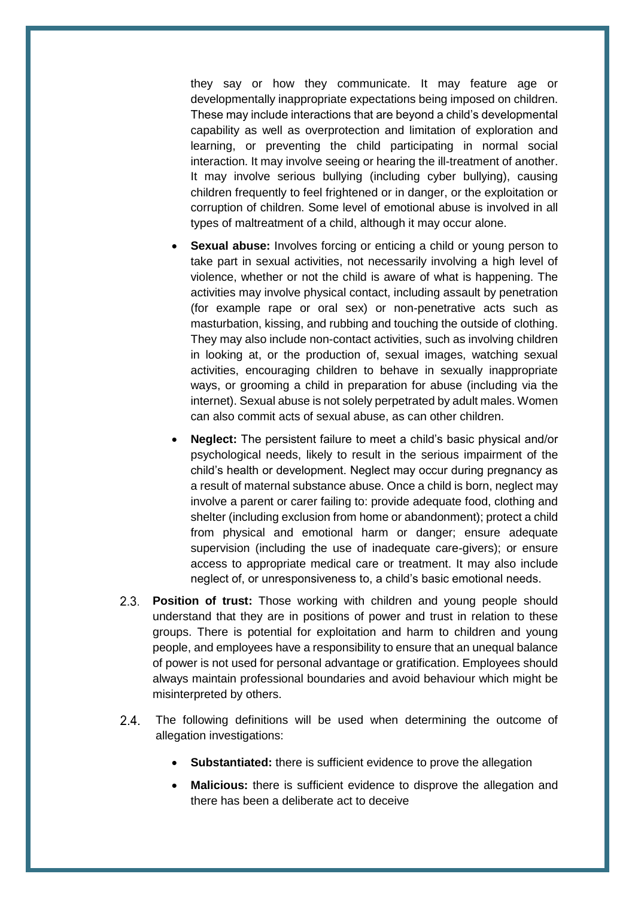they say or how they communicate. It may feature age or developmentally inappropriate expectations being imposed on children. These may include interactions that are beyond a child's developmental capability as well as overprotection and limitation of exploration and learning, or preventing the child participating in normal social interaction. It may involve seeing or hearing the ill-treatment of another. It may involve serious bullying (including cyber bullying), causing children frequently to feel frightened or in danger, or the exploitation or corruption of children. Some level of emotional abuse is involved in all types of maltreatment of a child, although it may occur alone.

- **Sexual abuse:** Involves forcing or enticing a child or young person to take part in sexual activities, not necessarily involving a high level of violence, whether or not the child is aware of what is happening. The activities may involve physical contact, including assault by penetration (for example rape or oral sex) or non-penetrative acts such as masturbation, kissing, and rubbing and touching the outside of clothing. They may also include non-contact activities, such as involving children in looking at, or the production of, sexual images, watching sexual activities, encouraging children to behave in sexually inappropriate ways, or grooming a child in preparation for abuse (including via the internet). Sexual abuse is not solely perpetrated by adult males. Women can also commit acts of sexual abuse, as can other children.
- **Neglect:** The persistent failure to meet a child's basic physical and/or psychological needs, likely to result in the serious impairment of the child's health or development. Neglect may occur during pregnancy as a result of maternal substance abuse. Once a child is born, neglect may involve a parent or carer failing to: provide adequate food, clothing and shelter (including exclusion from home or abandonment); protect a child from physical and emotional harm or danger; ensure adequate supervision (including the use of inadequate care-givers); or ensure access to appropriate medical care or treatment. It may also include neglect of, or unresponsiveness to, a child's basic emotional needs.

2.3. **Position of trust:** Those working with children and young people should understand that they are in positions of power and trust in relation to these groups. There is potential for exploitation and harm to children and young people, and employees have a responsibility to ensure that an unequal balance of power is not used for personal advantage or gratification. Employees should always maintain professional boundaries and avoid behaviour which might be misinterpreted by others.

2.4. The following definitions will be used when determining the outcome of allegation investigations:

- **Substantiated:** there is sufficient evidence to prove the allegation
- **Malicious:** there is sufficient evidence to disprove the allegation and there has been a deliberate act to deceive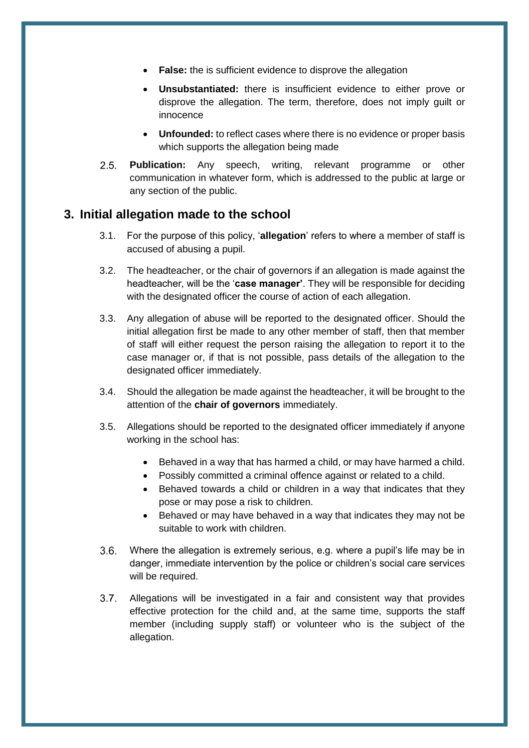- **False:** the is sufficient evidence to disprove the allegation
- **Unsubstantiated:** there is insufficient evidence to either prove or disprove the allegation. The term, therefore, does not imply guilt or innocence
- **Unfounded:** to reflect cases where there is no evidence or proper basis which supports the allegation being made

2.5. **Publication:** Any speech, writing, relevant programme or other communication in whatever form, which is addressed to the public at large or any section of the public.

## 3. Initial allegation made to the school

3.1. For the purpose of this policy, '**allegation**' refers to where a member of staff is accused of abusing a pupil.

3.2. The headteacher, or the chair of governors if an allegation is made against the headteacher, will be the '**case manager'**. They will be responsible for deciding with the designated officer the course of action of each allegation.

3.3. Any allegation of abuse will be reported to the designated officer. Should the initial allegation first be made to any other member of staff, then that member of staff will either request the person raising the allegation to report it to the case manager or, if that is not possible, pass details of the allegation to the designated officer immediately.

3.4. Should the allegation be made against the headteacher, it will be brought to the attention of the **chair of governors** immediately.

3.5. Allegations should be reported to the designated officer immediately if anyone working in the school has:

- Behaved in a way that has harmed a child, or may have harmed a child.
- Possibly committed a criminal offence against or related to a child.
- Behaved towards a child or children in a way that indicates that they pose or may pose a risk to children.
- Behaved or may have behaved in a way that indicates they may not be suitable to work with children.

3.6. Where the allegation is extremely serious, e.g. where a pupil's life may be in danger, immediate intervention by the police or children's social care services will be required.

3.7. Allegations will be investigated in a fair and consistent way that provides effective protection for the child and, at the same time, supports the staff member (including supply staff) or volunteer who is the subject of the allegation.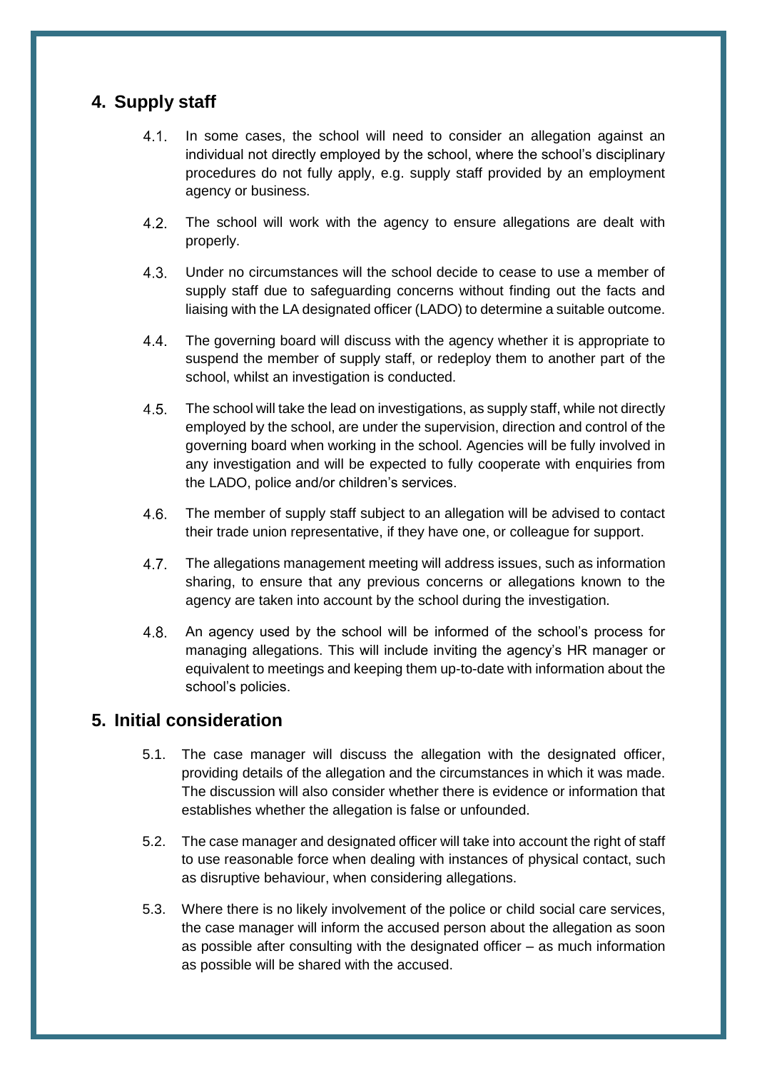## 4. Supply staff

4.1. In some cases, the school will need to consider an allegation against an individual not directly employed by the school, where the school's disciplinary procedures do not fully apply, e.g. supply staff provided by an employment agency or business.

4.2. The school will work with the agency to ensure allegations are dealt with properly.

4.3. Under no circumstances will the school decide to cease to use a member of supply staff due to safeguarding concerns without finding out the facts and liaising with the LA designated officer (LADO) to determine a suitable outcome.

4.4. The governing board will discuss with the agency whether it is appropriate to suspend the member of supply staff, or redeploy them to another part of the school, whilst an investigation is conducted.

4.5. The school will take the lead on investigations, as supply staff, while not directly employed by the school, are under the supervision, direction and control of the governing board when working in the school. Agencies will be fully involved in any investigation and will be expected to fully cooperate with enquiries from the LADO, police and/or children's services.

4.6. The member of supply staff subject to an allegation will be advised to contact their trade union representative, if they have one, or colleague for support.

4.7. The allegations management meeting will address issues, such as information sharing, to ensure that any previous concerns or allegations known to the agency are taken into account by the school during the investigation.

4.8. An agency used by the school will be informed of the school's process for managing allegations. This will include inviting the agency's HR manager or equivalent to meetings and keeping them up-to-date with information about the school's policies.

## 5. Initial consideration

5.1. The case manager will discuss the allegation with the designated officer, providing details of the allegation and the circumstances in which it was made. The discussion will also consider whether there is evidence or information that establishes whether the allegation is false or unfounded.

5.2. The case manager and designated officer will take into account the right of staff to use reasonable force when dealing with instances of physical contact, such as disruptive behaviour, when considering allegations.

5.3. Where there is no likely involvement of the police or child social care services, the case manager will inform the accused person about the allegation as soon as possible after consulting with the designated officer – as much information as possible will be shared with the accused.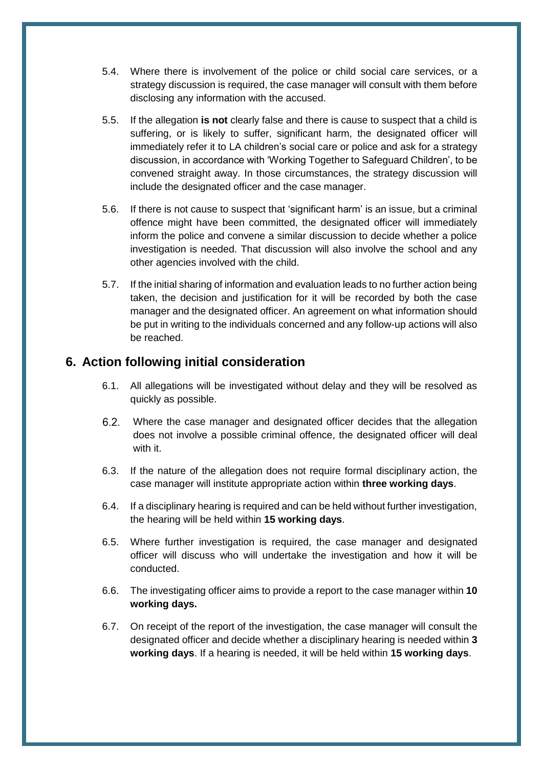5.4. Where there is involvement of the police or child social care services, or a strategy discussion is required, the case manager will consult with them before disclosing any information with the accused.

5.5. If the allegation **is not** clearly false and there is cause to suspect that a child is suffering, or is likely to suffer, significant harm, the designated officer will immediately refer it to LA children's social care or police and ask for a strategy discussion, in accordance with 'Working Together to Safeguard Children', to be convened straight away. In those circumstances, the strategy discussion will include the designated officer and the case manager.

5.6. If there is not cause to suspect that 'significant harm' is an issue, but a criminal offence might have been committed, the designated officer will immediately inform the police and convene a similar discussion to decide whether a police investigation is needed. That discussion will also involve the school and any other agencies involved with the child.

5.7. If the initial sharing of information and evaluation leads to no further action being taken, the decision and justification for it will be recorded by both the case manager and the designated officer. An agreement on what information should be put in writing to the individuals concerned and any follow-up actions will also be reached.

## 6. Action following initial consideration

6.1. All allegations will be investigated without delay and they will be resolved as quickly as possible.

6.2. Where the case manager and designated officer decides that the allegation does not involve a possible criminal offence, the designated officer will deal with it.

6.3. If the nature of the allegation does not require formal disciplinary action, the case manager will institute appropriate action within **three working days**.

6.4. If a disciplinary hearing is required and can be held without further investigation, the hearing will be held within **15 working days**.

6.5. Where further investigation is required, the case manager and designated officer will discuss who will undertake the investigation and how it will be conducted.

6.6. The investigating officer aims to provide a report to the case manager within **10 working days.**

6.7. On receipt of the report of the investigation, the case manager will consult the designated officer and decide whether a disciplinary hearing is needed within **3 working days**. If a hearing is needed, it will be held within **15 working days**.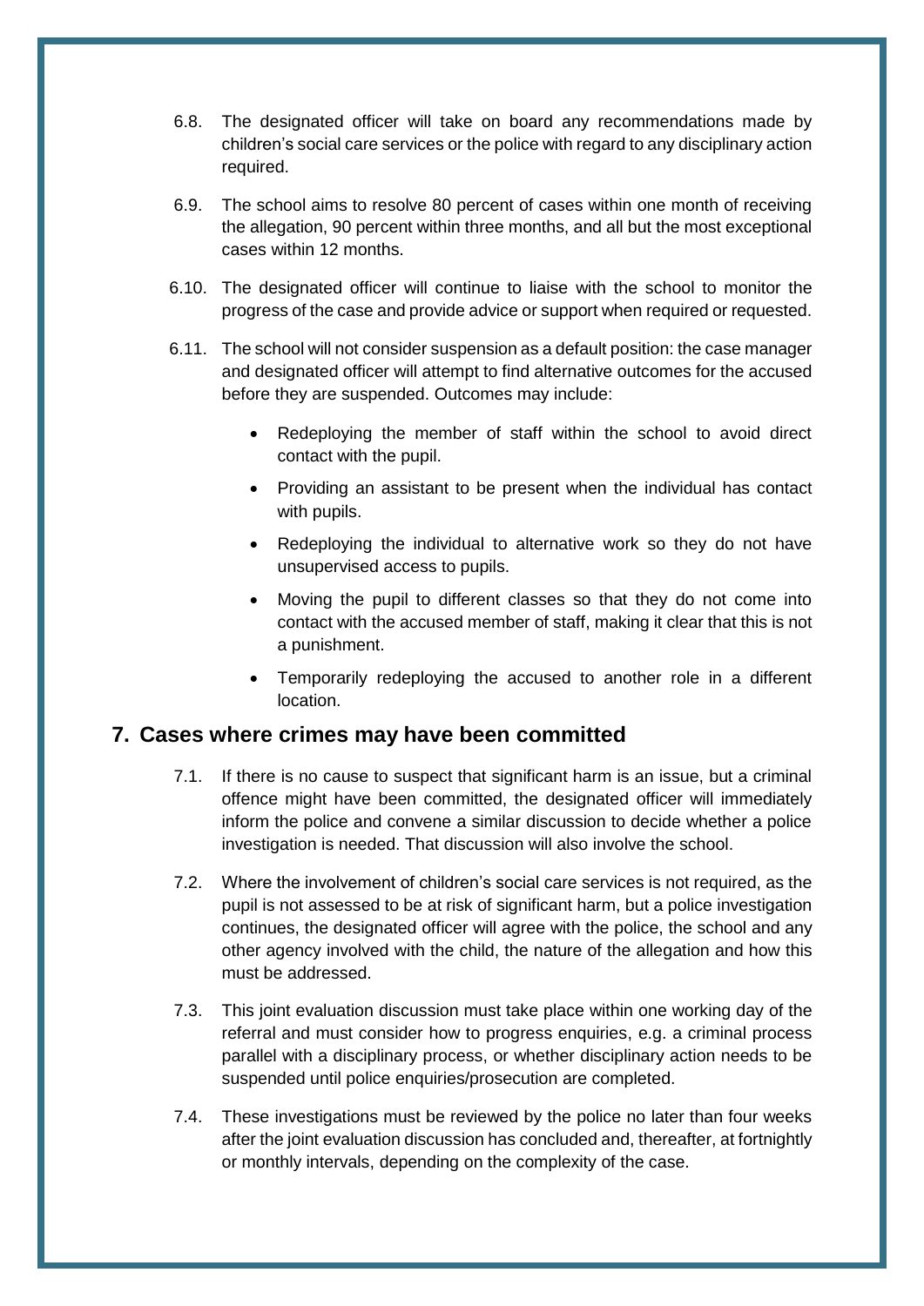6.8. The designated officer will take on board any recommendations made by children's social care services or the police with regard to any disciplinary action required.

6.9. The school aims to resolve 80 percent of cases within one month of receiving the allegation, 90 percent within three months, and all but the most exceptional cases within 12 months.

6.10. The designated officer will continue to liaise with the school to monitor the progress of the case and provide advice or support when required or requested.

6.11. The school will not consider suspension as a default position: the case manager and designated officer will attempt to find alternative outcomes for the accused before they are suspended. Outcomes may include:

- Redeploying the member of staff within the school to avoid direct contact with the pupil.
- Providing an assistant to be present when the individual has contact with pupils.
- Redeploying the individual to alternative work so they do not have unsupervised access to pupils.
- Moving the pupil to different classes so that they do not come into contact with the accused member of staff, making it clear that this is not a punishment.
- Temporarily redeploying the accused to another role in a different location.

## 7. Cases where crimes may have been committed

7.1. If there is no cause to suspect that significant harm is an issue, but a criminal offence might have been committed, the designated officer will immediately inform the police and convene a similar discussion to decide whether a police investigation is needed. That discussion will also involve the school.

7.2. Where the involvement of children's social care services is not required, as the pupil is not assessed to be at risk of significant harm, but a police investigation continues, the designated officer will agree with the police, the school and any other agency involved with the child, the nature of the allegation and how this must be addressed.

7.3. This joint evaluation discussion must take place within one working day of the referral and must consider how to progress enquiries, e.g. a criminal process parallel with a disciplinary process, or whether disciplinary action needs to be suspended until police enquiries/prosecution are completed.

7.4. These investigations must be reviewed by the police no later than four weeks after the joint evaluation discussion has concluded and, thereafter, at fortnightly or monthly intervals, depending on the complexity of the case.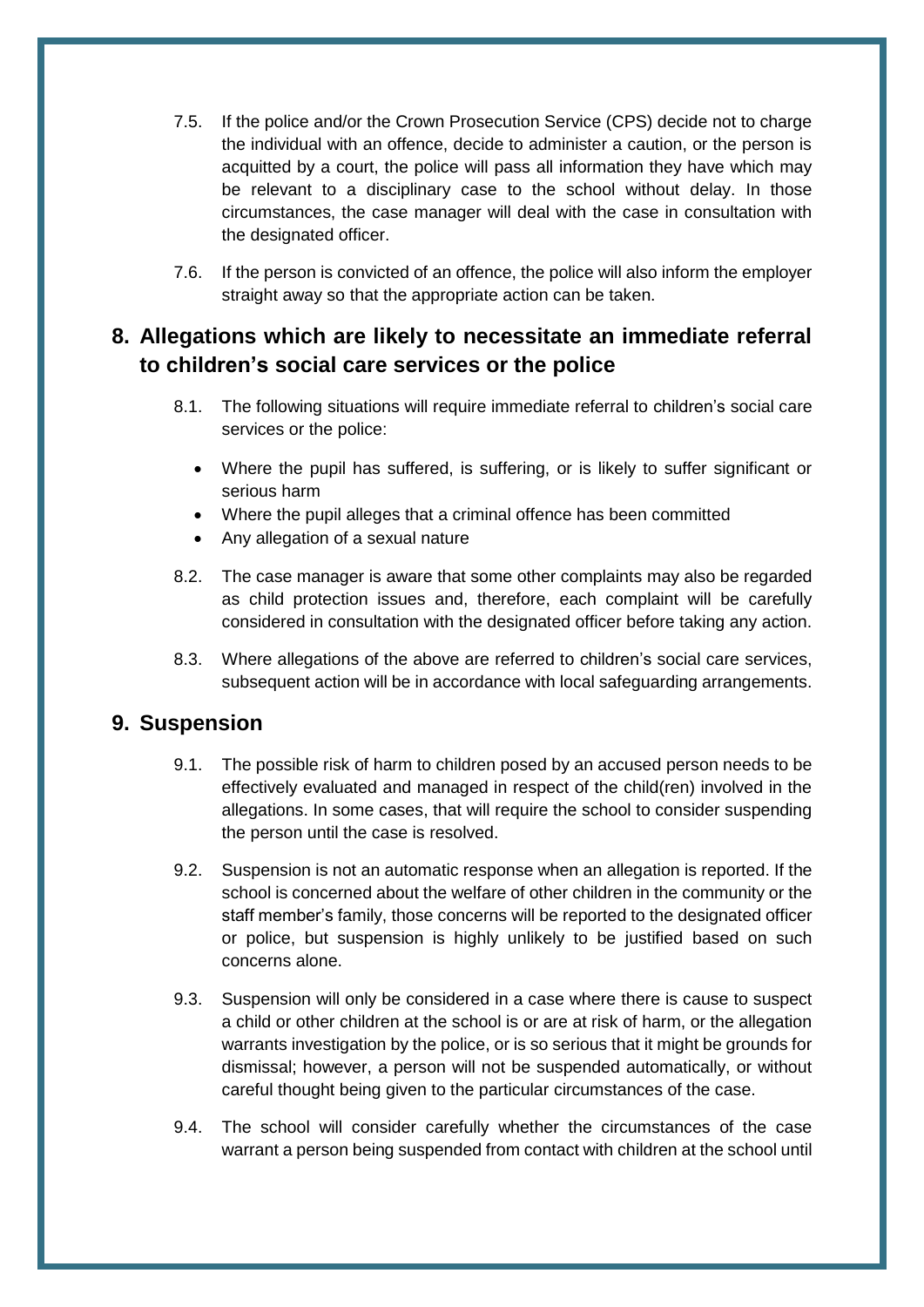7.5. If the police and/or the Crown Prosecution Service (CPS) decide not to charge the individual with an offence, decide to administer a caution, or the person is acquitted by a court, the police will pass all information they have which may be relevant to a disciplinary case to the school without delay. In those circumstances, the case manager will deal with the case in consultation with the designated officer.

7.6. If the person is convicted of an offence, the police will also inform the employer straight away so that the appropriate action can be taken.

## 8. Allegations which are likely to necessitate an immediate referral to children's social care services or the police

8.1. The following situations will require immediate referral to children's social care services or the police:

- Where the pupil has suffered, is suffering, or is likely to suffer significant or serious harm
- Where the pupil alleges that a criminal offence has been committed
- Any allegation of a sexual nature

8.2. The case manager is aware that some other complaints may also be regarded as child protection issues and, therefore, each complaint will be carefully considered in consultation with the designated officer before taking any action.

8.3. Where allegations of the above are referred to children's social care services, subsequent action will be in accordance with local safeguarding arrangements.

## 9. Suspension

9.1. The possible risk of harm to children posed by an accused person needs to be effectively evaluated and managed in respect of the child(ren) involved in the allegations. In some cases, that will require the school to consider suspending the person until the case is resolved.

9.2. Suspension is not an automatic response when an allegation is reported. If the school is concerned about the welfare of other children in the community or the staff member's family, those concerns will be reported to the designated officer or police, but suspension is highly unlikely to be justified based on such concerns alone.

9.3. Suspension will only be considered in a case where there is cause to suspect a child or other children at the school is or are at risk of harm, or the allegation warrants investigation by the police, or is so serious that it might be grounds for dismissal; however, a person will not be suspended automatically, or without careful thought being given to the particular circumstances of the case.

9.4. The school will consider carefully whether the circumstances of the case warrant a person being suspended from contact with children at the school until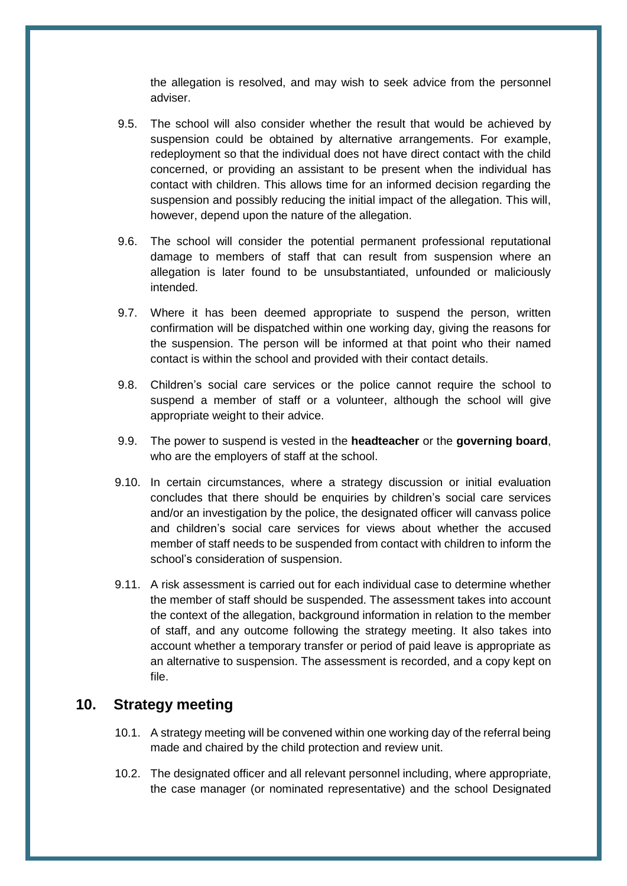the allegation is resolved, and may wish to seek advice from the personnel adviser.

9.5. The school will also consider whether the result that would be achieved by suspension could be obtained by alternative arrangements. For example, redeployment so that the individual does not have direct contact with the child concerned, or providing an assistant to be present when the individual has contact with children. This allows time for an informed decision regarding the suspension and possibly reducing the initial impact of the allegation. This will, however, depend upon the nature of the allegation.

9.6. The school will consider the potential permanent professional reputational damage to members of staff that can result from suspension where an allegation is later found to be unsubstantiated, unfounded or maliciously intended.

9.7. Where it has been deemed appropriate to suspend the person, written confirmation will be dispatched within one working day, giving the reasons for the suspension. The person will be informed at that point who their named contact is within the school and provided with their contact details.

9.8. Children's social care services or the police cannot require the school to suspend a member of staff or a volunteer, although the school will give appropriate weight to their advice.

9.9. The power to suspend is vested in the **headteacher** or the **governing board**, who are the employers of staff at the school.

9.10. In certain circumstances, where a strategy discussion or initial evaluation concludes that there should be enquiries by children's social care services and/or an investigation by the police, the designated officer will canvass police and children's social care services for views about whether the accused member of staff needs to be suspended from contact with children to inform the school's consideration of suspension.

9.11. A risk assessment is carried out for each individual case to determine whether the member of staff should be suspended. The assessment takes into account the context of the allegation, background information in relation to the member of staff, and any outcome following the strategy meeting. It also takes into account whether a temporary transfer or period of paid leave is appropriate as an alternative to suspension. The assessment is recorded, and a copy kept on file.

## 10. Strategy meeting

10.1. A strategy meeting will be convened within one working day of the referral being made and chaired by the child protection and review unit.

10.2. The designated officer and all relevant personnel including, where appropriate, the case manager (or nominated representative) and the school Designated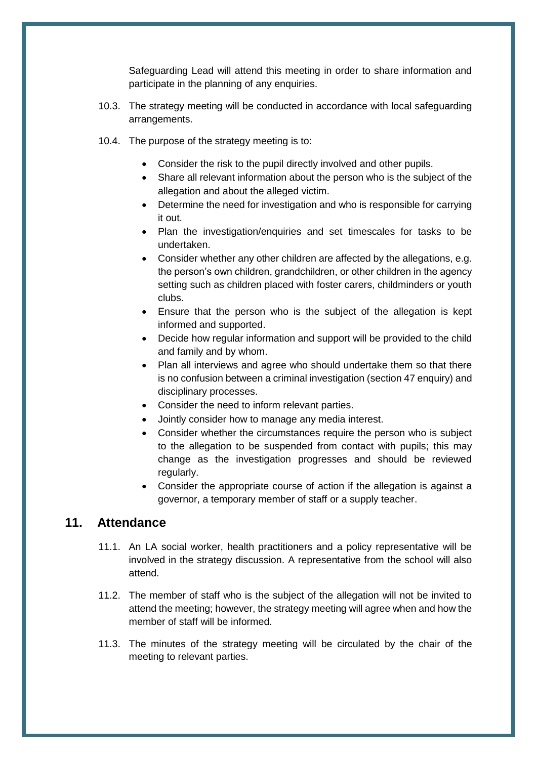Safeguarding Lead will attend this meeting in order to share information and participate in the planning of any enquiries.

10.3. The strategy meeting will be conducted in accordance with local safeguarding arrangements.

10.4. The purpose of the strategy meeting is to:

- Consider the risk to the pupil directly involved and other pupils.
- Share all relevant information about the person who is the subject of the allegation and about the alleged victim.
- Determine the need for investigation and who is responsible for carrying it out.
- Plan the investigation/enquiries and set timescales for tasks to be undertaken.
- Consider whether any other children are affected by the allegations, e.g. the person's own children, grandchildren, or other children in the agency setting such as children placed with foster carers, childminders or youth clubs.
- Ensure that the person who is the subject of the allegation is kept informed and supported.
- Decide how regular information and support will be provided to the child and family and by whom.
- Plan all interviews and agree who should undertake them so that there is no confusion between a criminal investigation (section 47 enquiry) and disciplinary processes.
- Consider the need to inform relevant parties.
- Jointly consider how to manage any media interest.
- Consider whether the circumstances require the person who is subject to the allegation to be suspended from contact with pupils; this may change as the investigation progresses and should be reviewed regularly.
- Consider the appropriate course of action if the allegation is against a governor, a temporary member of staff or a supply teacher.

## 11. Attendance

11.1. An LA social worker, health practitioners and a policy representative will be involved in the strategy discussion. A representative from the school will also attend.

11.2. The member of staff who is the subject of the allegation will not be invited to attend the meeting; however, the strategy meeting will agree when and how the member of staff will be informed.

11.3. The minutes of the strategy meeting will be circulated by the chair of the meeting to relevant parties.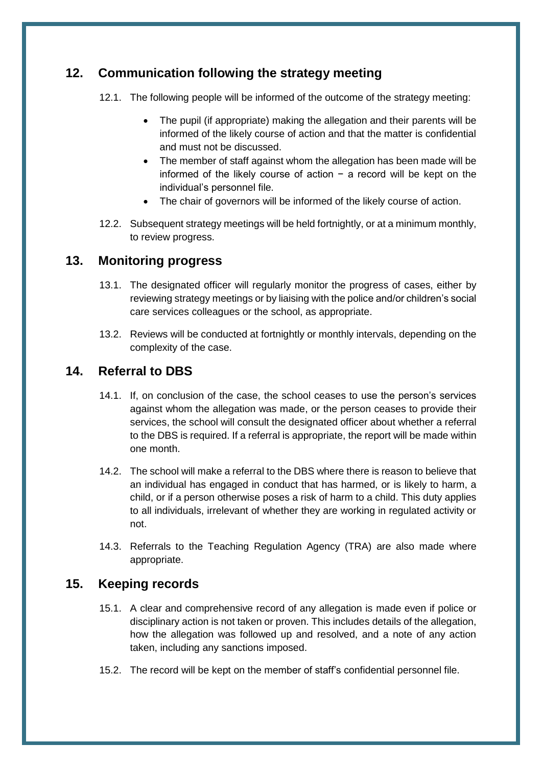## 12. Communication following the strategy meeting

12.1. The following people will be informed of the outcome of the strategy meeting:

- The pupil (if appropriate) making the allegation and their parents will be informed of the likely course of action and that the matter is confidential and must not be discussed.
- The member of staff against whom the allegation has been made will be informed of the likely course of action − a record will be kept on the individual's personnel file.
- The chair of governors will be informed of the likely course of action.

12.2. Subsequent strategy meetings will be held fortnightly, or at a minimum monthly, to review progress.

## 13. Monitoring progress

13.1. The designated officer will regularly monitor the progress of cases, either by reviewing strategy meetings or by liaising with the police and/or children's social care services colleagues or the school, as appropriate.

13.2. Reviews will be conducted at fortnightly or monthly intervals, depending on the complexity of the case.

## 14. Referral to DBS

14.1. If, on conclusion of the case, the school ceases to use the person's services against whom the allegation was made, or the person ceases to provide their services, the school will consult the designated officer about whether a referral to the DBS is required. If a referral is appropriate, the report will be made within one month.

14.2. The school will make a referral to the DBS where there is reason to believe that an individual has engaged in conduct that has harmed, or is likely to harm, a child, or if a person otherwise poses a risk of harm to a child. This duty applies to all individuals, irrelevant of whether they are working in regulated activity or not.

14.3. Referrals to the Teaching Regulation Agency (TRA) are also made where appropriate.

## 15. Keeping records

15.1. A clear and comprehensive record of any allegation is made even if police or disciplinary action is not taken or proven. This includes details of the allegation, how the allegation was followed up and resolved, and a note of any action taken, including any sanctions imposed.

15.2. The record will be kept on the member of staff's confidential personnel file.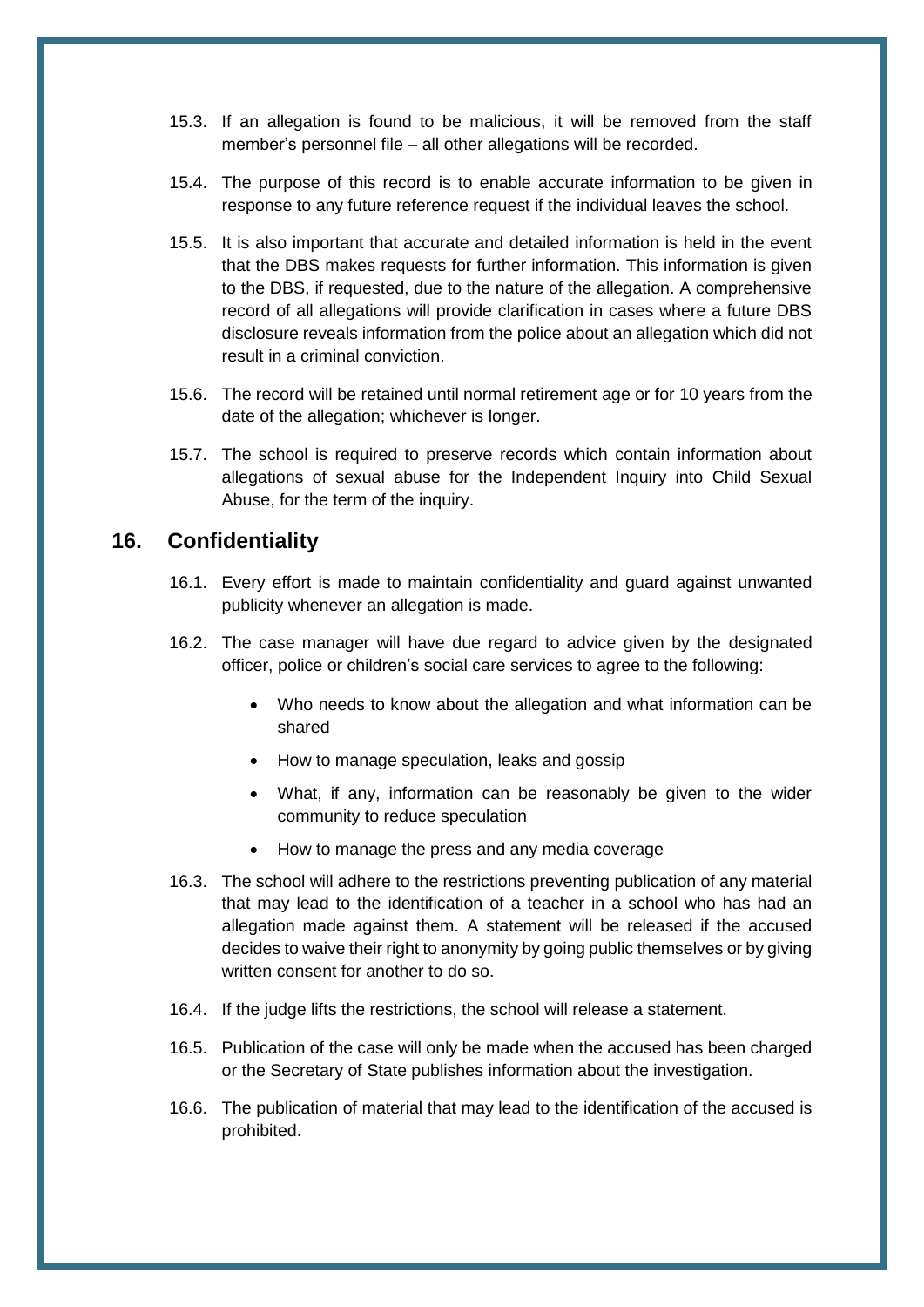15.3. If an allegation is found to be malicious, it will be removed from the staff member's personnel file – all other allegations will be recorded.

15.4. The purpose of this record is to enable accurate information to be given in response to any future reference request if the individual leaves the school.

15.5. It is also important that accurate and detailed information is held in the event that the DBS makes requests for further information. This information is given to the DBS, if requested, due to the nature of the allegation. A comprehensive record of all allegations will provide clarification in cases where a future DBS disclosure reveals information from the police about an allegation which did not result in a criminal conviction.

15.6. The record will be retained until normal retirement age or for 10 years from the date of the allegation; whichever is longer.

15.7. The school is required to preserve records which contain information about allegations of sexual abuse for the Independent Inquiry into Child Sexual Abuse, for the term of the inquiry.

## 16. Confidentiality

16.1. Every effort is made to maintain confidentiality and guard against unwanted publicity whenever an allegation is made.

16.2. The case manager will have due regard to advice given by the designated officer, police or children's social care services to agree to the following:

- Who needs to know about the allegation and what information can be shared
- How to manage speculation, leaks and gossip
- What, if any, information can be reasonably be given to the wider community to reduce speculation
- How to manage the press and any media coverage

16.3. The school will adhere to the restrictions preventing publication of any material that may lead to the identification of a teacher in a school who has had an allegation made against them. A statement will be released if the accused decides to waive their right to anonymity by going public themselves or by giving written consent for another to do so.

16.4. If the judge lifts the restrictions, the school will release a statement.

16.5. Publication of the case will only be made when the accused has been charged or the Secretary of State publishes information about the investigation.

16.6. The publication of material that may lead to the identification of the accused is prohibited.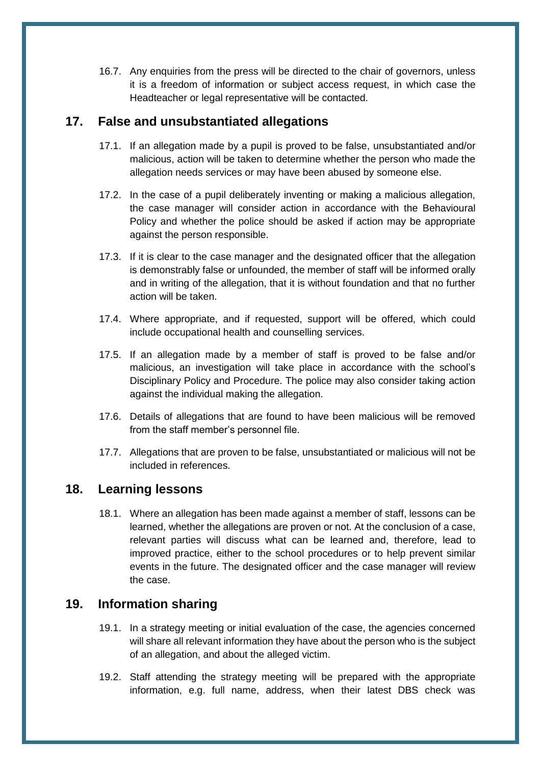16.7. Any enquiries from the press will be directed to the chair of governors, unless it is a freedom of information or subject access request, in which case the Headteacher or legal representative will be contacted.

## 17. False and unsubstantiated allegations

17.1. If an allegation made by a pupil is proved to be false, unsubstantiated and/or malicious, action will be taken to determine whether the person who made the allegation needs services or may have been abused by someone else.

17.2. In the case of a pupil deliberately inventing or making a malicious allegation, the case manager will consider action in accordance with the Behavioural Policy and whether the police should be asked if action may be appropriate against the person responsible.

17.3. If it is clear to the case manager and the designated officer that the allegation is demonstrably false or unfounded, the member of staff will be informed orally and in writing of the allegation, that it is without foundation and that no further action will be taken.

17.4. Where appropriate, and if requested, support will be offered, which could include occupational health and counselling services.

17.5. If an allegation made by a member of staff is proved to be false and/or malicious, an investigation will take place in accordance with the school's Disciplinary Policy and Procedure. The police may also consider taking action against the individual making the allegation.

17.6. Details of allegations that are found to have been malicious will be removed from the staff member's personnel file.

17.7. Allegations that are proven to be false, unsubstantiated or malicious will not be included in references.

## 18. Learning lessons

18.1. Where an allegation has been made against a member of staff, lessons can be learned, whether the allegations are proven or not. At the conclusion of a case, relevant parties will discuss what can be learned and, therefore, lead to improved practice, either to the school procedures or to help prevent similar events in the future. The designated officer and the case manager will review the case.

## 19. Information sharing

19.1. In a strategy meeting or initial evaluation of the case, the agencies concerned will share all relevant information they have about the person who is the subject of an allegation, and about the alleged victim.

19.2. Staff attending the strategy meeting will be prepared with the appropriate information, e.g. full name, address, when their latest DBS check was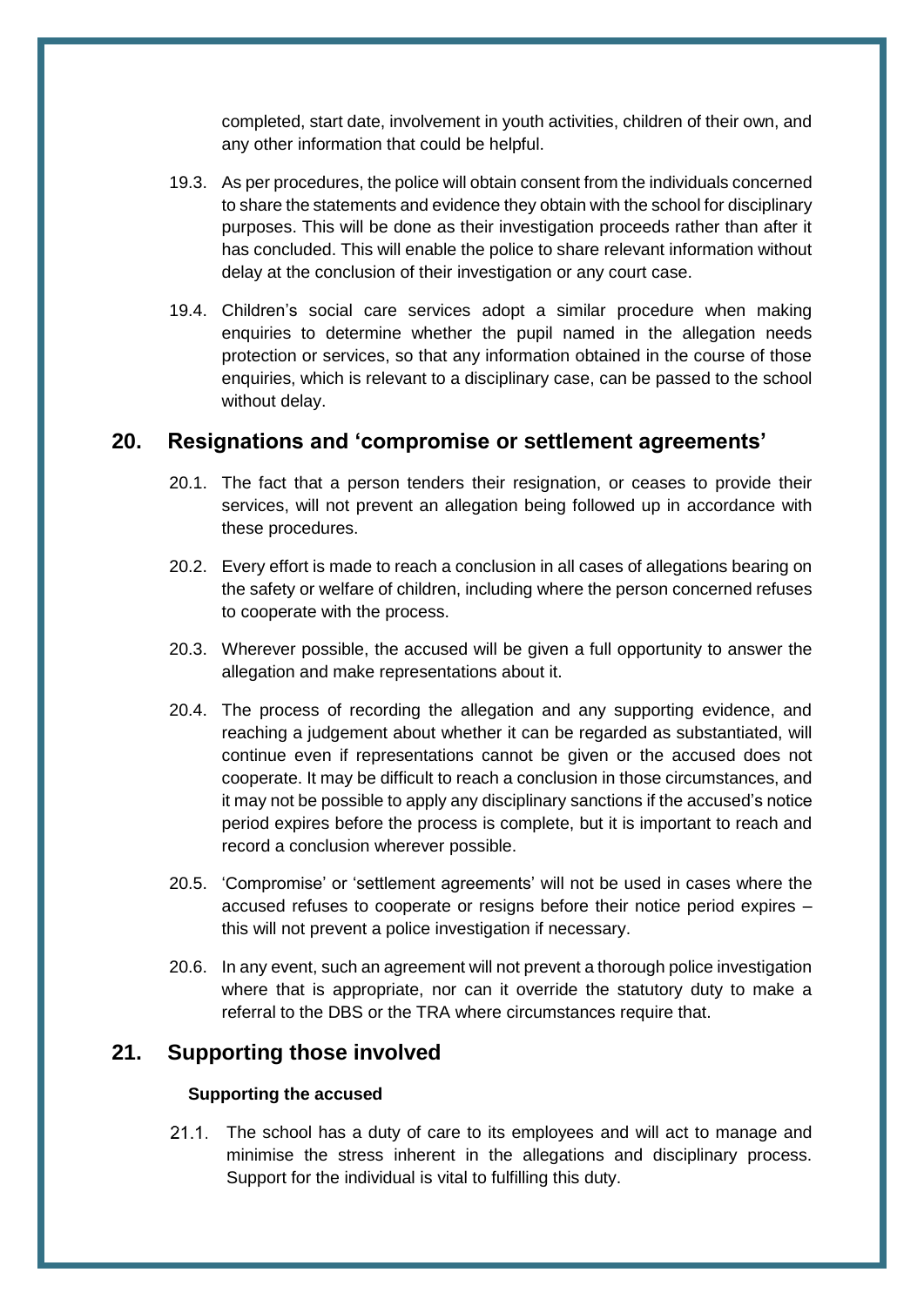completed, start date, involvement in youth activities, children of their own, and any other information that could be helpful.

19.3. As per procedures, the police will obtain consent from the individuals concerned to share the statements and evidence they obtain with the school for disciplinary purposes. This will be done as their investigation proceeds rather than after it has concluded. This will enable the police to share relevant information without delay at the conclusion of their investigation or any court case.

19.4. Children's social care services adopt a similar procedure when making enquiries to determine whether the pupil named in the allegation needs protection or services, so that any information obtained in the course of those enquiries, which is relevant to a disciplinary case, can be passed to the school without delay.

## 20. Resignations and 'compromise or settlement agreements'

20.1. The fact that a person tenders their resignation, or ceases to provide their services, will not prevent an allegation being followed up in accordance with these procedures.

20.2. Every effort is made to reach a conclusion in all cases of allegations bearing on the safety or welfare of children, including where the person concerned refuses to cooperate with the process.

20.3. Wherever possible, the accused will be given a full opportunity to answer the allegation and make representations about it.

20.4. The process of recording the allegation and any supporting evidence, and reaching a judgement about whether it can be regarded as substantiated, will continue even if representations cannot be given or the accused does not cooperate. It may be difficult to reach a conclusion in those circumstances, and it may not be possible to apply any disciplinary sanctions if the accused's notice period expires before the process is complete, but it is important to reach and record a conclusion wherever possible.

20.5. 'Compromise' or 'settlement agreements' will not be used in cases where the accused refuses to cooperate or resigns before their notice period expires – this will not prevent a police investigation if necessary.

20.6. In any event, such an agreement will not prevent a thorough police investigation where that is appropriate, nor can it override the statutory duty to make a referral to the DBS or the TRA where circumstances require that.

## 21. Supporting those involved

**Supporting the accused**

21.1. The school has a duty of care to its employees and will act to manage and minimise the stress inherent in the allegations and disciplinary process. Support for the individual is vital to fulfilling this duty.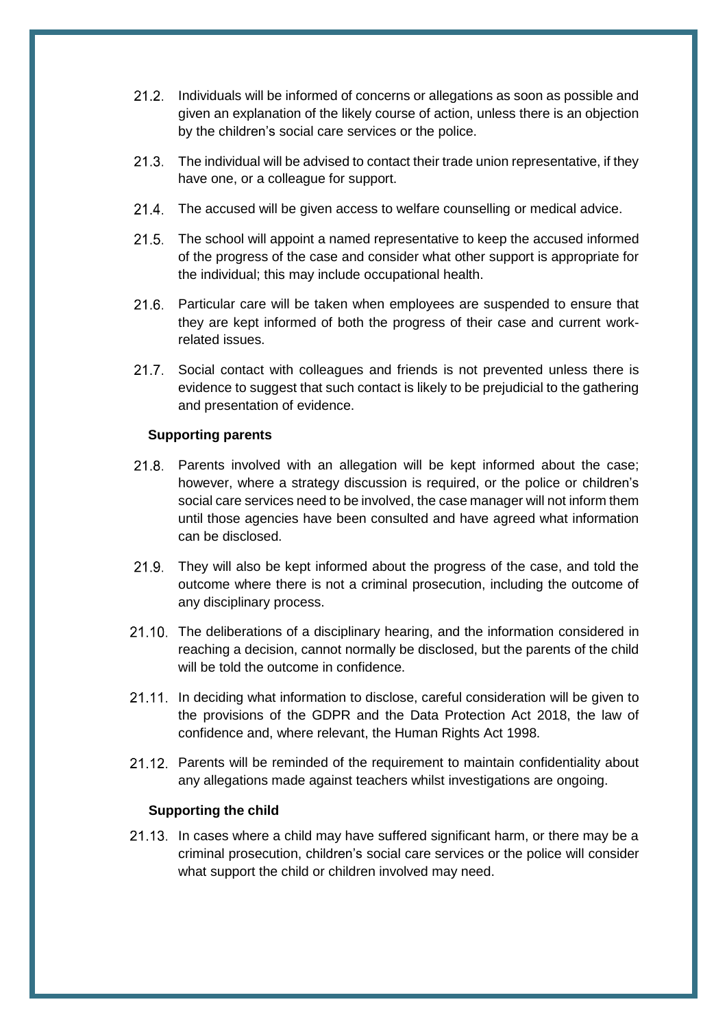21.2. Individuals will be informed of concerns or allegations as soon as possible and given an explanation of the likely course of action, unless there is an objection by the children's social care services or the police.

21.3. The individual will be advised to contact their trade union representative, if they have one, or a colleague for support.

21.4. The accused will be given access to welfare counselling or medical advice.

21.5. The school will appoint a named representative to keep the accused informed of the progress of the case and consider what other support is appropriate for the individual; this may include occupational health.

21.6. Particular care will be taken when employees are suspended to ensure that they are kept informed of both the progress of their case and current work-related issues.

21.7. Social contact with colleagues and friends is not prevented unless there is evidence to suggest that such contact is likely to be prejudicial to the gathering and presentation of evidence.

**Supporting parents**

21.8. Parents involved with an allegation will be kept informed about the case; however, where a strategy discussion is required, or the police or children's social care services need to be involved, the case manager will not inform them until those agencies have been consulted and have agreed what information can be disclosed.

21.9. They will also be kept informed about the progress of the case, and told the outcome where there is not a criminal prosecution, including the outcome of any disciplinary process.

21.10. The deliberations of a disciplinary hearing, and the information considered in reaching a decision, cannot normally be disclosed, but the parents of the child will be told the outcome in confidence.

21.11. In deciding what information to disclose, careful consideration will be given to the provisions of the GDPR and the Data Protection Act 2018, the law of confidence and, where relevant, the Human Rights Act 1998.

21.12. Parents will be reminded of the requirement to maintain confidentiality about any allegations made against teachers whilst investigations are ongoing.

**Supporting the child**

21.13. In cases where a child may have suffered significant harm, or there may be a criminal prosecution, children's social care services or the police will consider what support the child or children involved may need.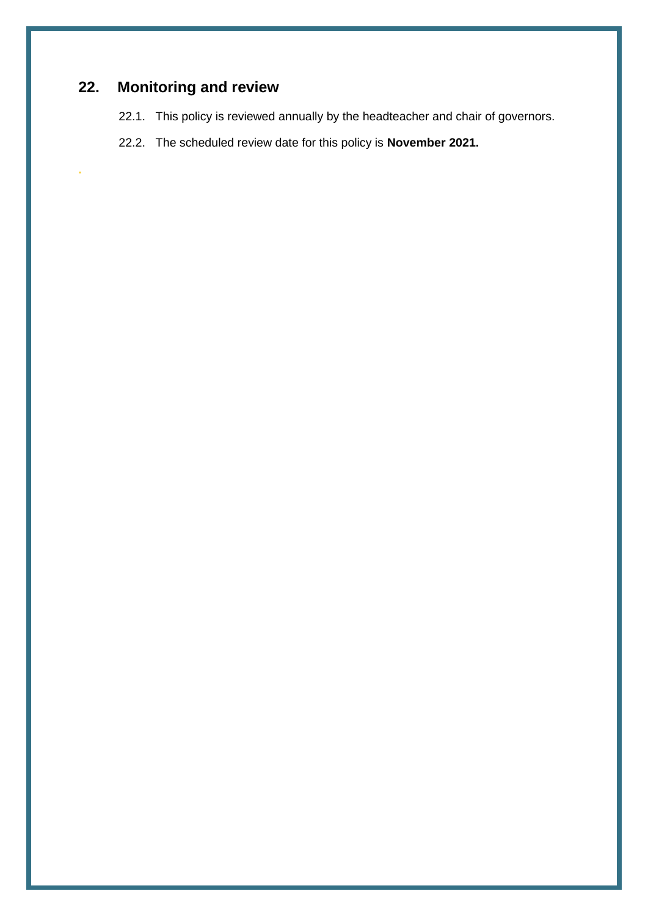## 22. Monitoring and review

22.1. This policy is reviewed annually by the headteacher and chair of governors.

22.2. The scheduled review date for this policy is **November 2021.**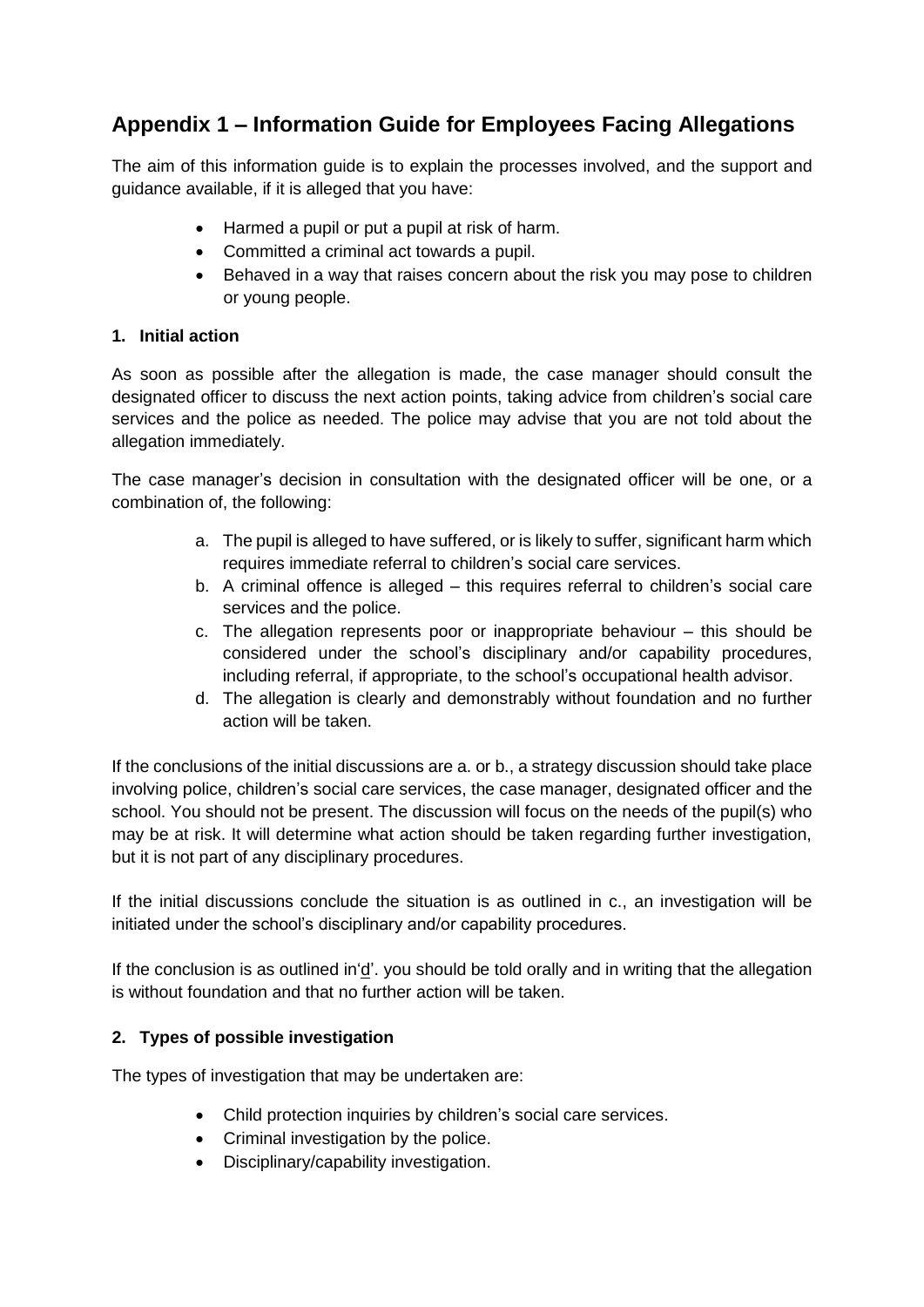## Appendix 1 – Information Guide for Employees Facing Allegations

The aim of this information guide is to explain the processes involved, and the support and guidance available, if it is alleged that you have:

- Harmed a pupil or put a pupil at risk of harm.
- Committed a criminal act towards a pupil.
- Behaved in a way that raises concern about the risk you may pose to children or young people.

### 1. Initial action

As soon as possible after the allegation is made, the case manager should consult the designated officer to discuss the next action points, taking advice from children's social care services and the police as needed. The police may advise that you are not told about the allegation immediately.

The case manager's decision in consultation with the designated officer will be one, or a combination of, the following:

a. The pupil is alleged to have suffered, or is likely to suffer, significant harm which requires immediate referral to children's social care services.
b. A criminal offence is alleged – this requires referral to children's social care services and the police.
c. The allegation represents poor or inappropriate behaviour – this should be considered under the school's disciplinary and/or capability procedures, including referral, if appropriate, to the school's occupational health advisor.
d. The allegation is clearly and demonstrably without foundation and no further action will be taken.

If the conclusions of the initial discussions are a. or b., a strategy discussion should take place involving police, children's social care services, the case manager, designated officer and the school. You should not be present. The discussion will focus on the needs of the pupil(s) who may be at risk. It will determine what action should be taken regarding further investigation, but it is not part of any disciplinary procedures.

If the initial discussions conclude the situation is as outlined in c., an investigation will be initiated under the school's disciplinary and/or capability procedures.

If the conclusion is as outlined in'd'. you should be told orally and in writing that the allegation is without foundation and that no further action will be taken.

### 2. Types of possible investigation

The types of investigation that may be undertaken are:

- Child protection inquiries by children's social care services.
- Criminal investigation by the police.
- Disciplinary/capability investigation.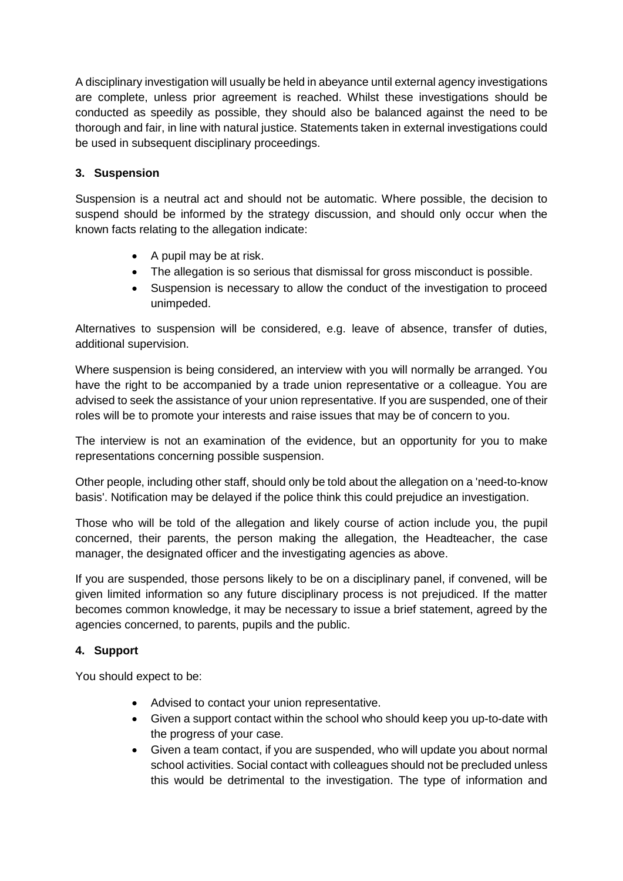A disciplinary investigation will usually be held in abeyance until external agency investigations are complete, unless prior agreement is reached. Whilst these investigations should be conducted as speedily as possible, they should also be balanced against the need to be thorough and fair, in line with natural justice. Statements taken in external investigations could be used in subsequent disciplinary proceedings.

### 3. Suspension

Suspension is a neutral act and should not be automatic. Where possible, the decision to suspend should be informed by the strategy discussion, and should only occur when the known facts relating to the allegation indicate:

- A pupil may be at risk.
- The allegation is so serious that dismissal for gross misconduct is possible.
- Suspension is necessary to allow the conduct of the investigation to proceed unimpeded.

Alternatives to suspension will be considered, e.g. leave of absence, transfer of duties, additional supervision.

Where suspension is being considered, an interview with you will normally be arranged. You have the right to be accompanied by a trade union representative or a colleague. You are advised to seek the assistance of your union representative. If you are suspended, one of their roles will be to promote your interests and raise issues that may be of concern to you.

The interview is not an examination of the evidence, but an opportunity for you to make representations concerning possible suspension.

Other people, including other staff, should only be told about the allegation on a 'need-to-know basis'. Notification may be delayed if the police think this could prejudice an investigation.

Those who will be told of the allegation and likely course of action include you, the pupil concerned, their parents, the person making the allegation, the Headteacher, the case manager, the designated officer and the investigating agencies as above.

If you are suspended, those persons likely to be on a disciplinary panel, if convened, will be given limited information so any future disciplinary process is not prejudiced. If the matter becomes common knowledge, it may be necessary to issue a brief statement, agreed by the agencies concerned, to parents, pupils and the public.

### 4. Support

You should expect to be:

- Advised to contact your union representative.
- Given a support contact within the school who should keep you up-to-date with the progress of your case.
- Given a team contact, if you are suspended, who will update you about normal school activities. Social contact with colleagues should not be precluded unless this would be detrimental to the investigation. The type of information and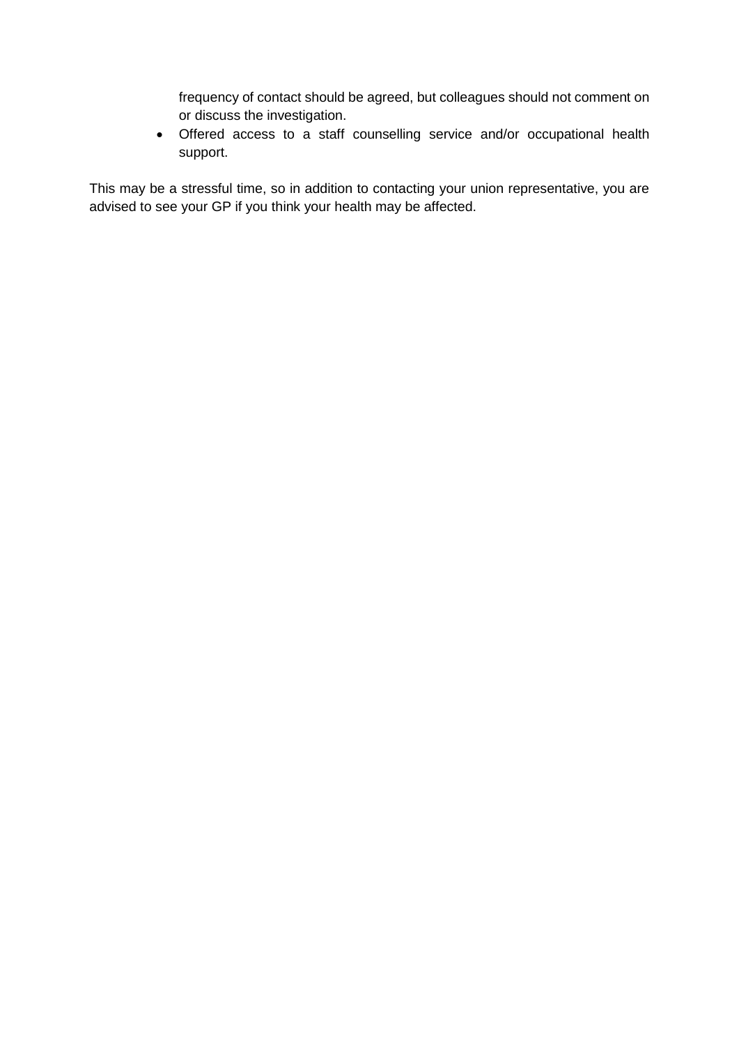frequency of contact should be agreed, but colleagues should not comment on or discuss the investigation.

- Offered access to a staff counselling service and/or occupational health support.

This may be a stressful time, so in addition to contacting your union representative, you are advised to see your GP if you think your health may be affected.